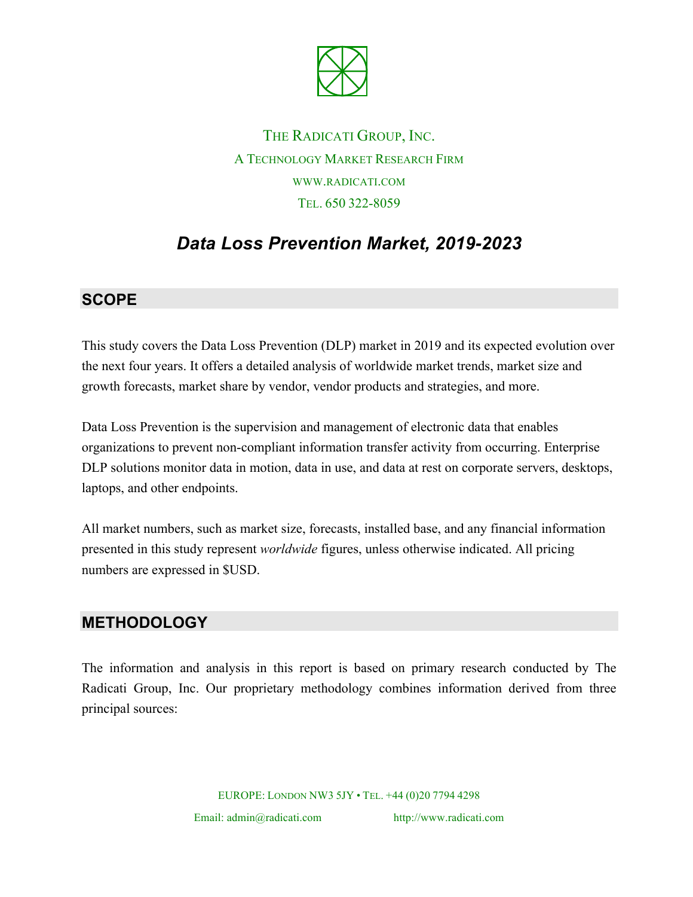THE RADICATI GROUP, INC.

A TECHNOLOGY MARKET RESEARCH FIRM

WWW.RADICATI.COM

TEL. 650 322-8059

# *Data Loss Prevention Market, 2019-2023*

## SCOPE

This study covers the Data Loss Prevention (DLP) market in 2019 and its expected evolution over the next four years. It offers a detailed analysis of worldwide market trends, market size and growth forecasts, market share by vendor, vendor products and strategies, and more.

Data Loss Prevention is the supervision and management of electronic data that enables organizations to prevent non-compliant information transfer activity from occurring. Enterprise DLP solutions monitor data in motion, data in use, and data at rest on corporate servers, desktops, laptops, and other endpoints.

All market numbers, such as market size, forecasts, installed base, and any financial information presented in this study represent *worldwide* figures, unless otherwise indicated. All pricing numbers are expressed in $USD.

## METHODOLOGY

The information and analysis in this report is based on primary research conducted by The Radicati Group, Inc. Our proprietary methodology combines information derived from three principal sources:

EUROPE: LONDON NW3 5JY • TEL. +44 (0)20 7794 4298

Email: admin@radicati.com http://www.radicati.com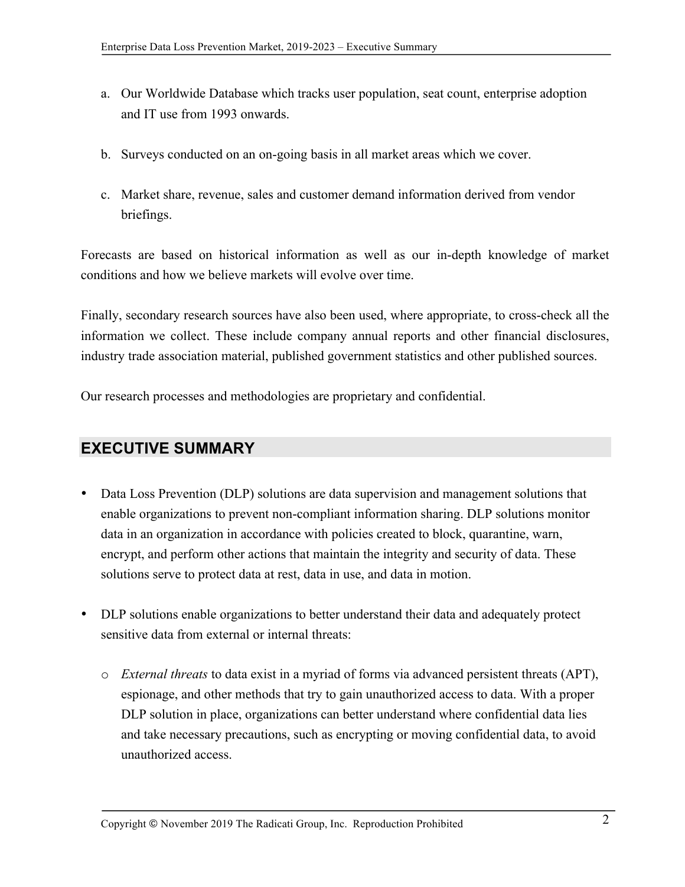a. Our Worldwide Database which tracks user population, seat count, enterprise adoption and IT use from 1993 onwards.

b. Surveys conducted on an on-going basis in all market areas which we cover.

c. Market share, revenue, sales and customer demand information derived from vendor briefings.

Forecasts are based on historical information as well as our in-depth knowledge of market conditions and how we believe markets will evolve over time.

Finally, secondary research sources have also been used, where appropriate, to cross-check all the information we collect. These include company annual reports and other financial disclosures, industry trade association material, published government statistics and other published sources.

Our research processes and methodologies are proprietary and confidential.

## EXECUTIVE SUMMARY

- Data Loss Prevention (DLP) solutions are data supervision and management solutions that enable organizations to prevent non-compliant information sharing. DLP solutions monitor data in an organization in accordance with policies created to block, quarantine, warn, encrypt, and perform other actions that maintain the integrity and security of data. These solutions serve to protect data at rest, data in use, and data in motion.

- DLP solutions enable organizations to better understand their data and adequately protect sensitive data from external or internal threats:

  - *External threats* to data exist in a myriad of forms via advanced persistent threats (APT), espionage, and other methods that try to gain unauthorized access to data. With a proper DLP solution in place, organizations can better understand where confidential data lies and take necessary precautions, such as encrypting or moving confidential data, to avoid unauthorized access.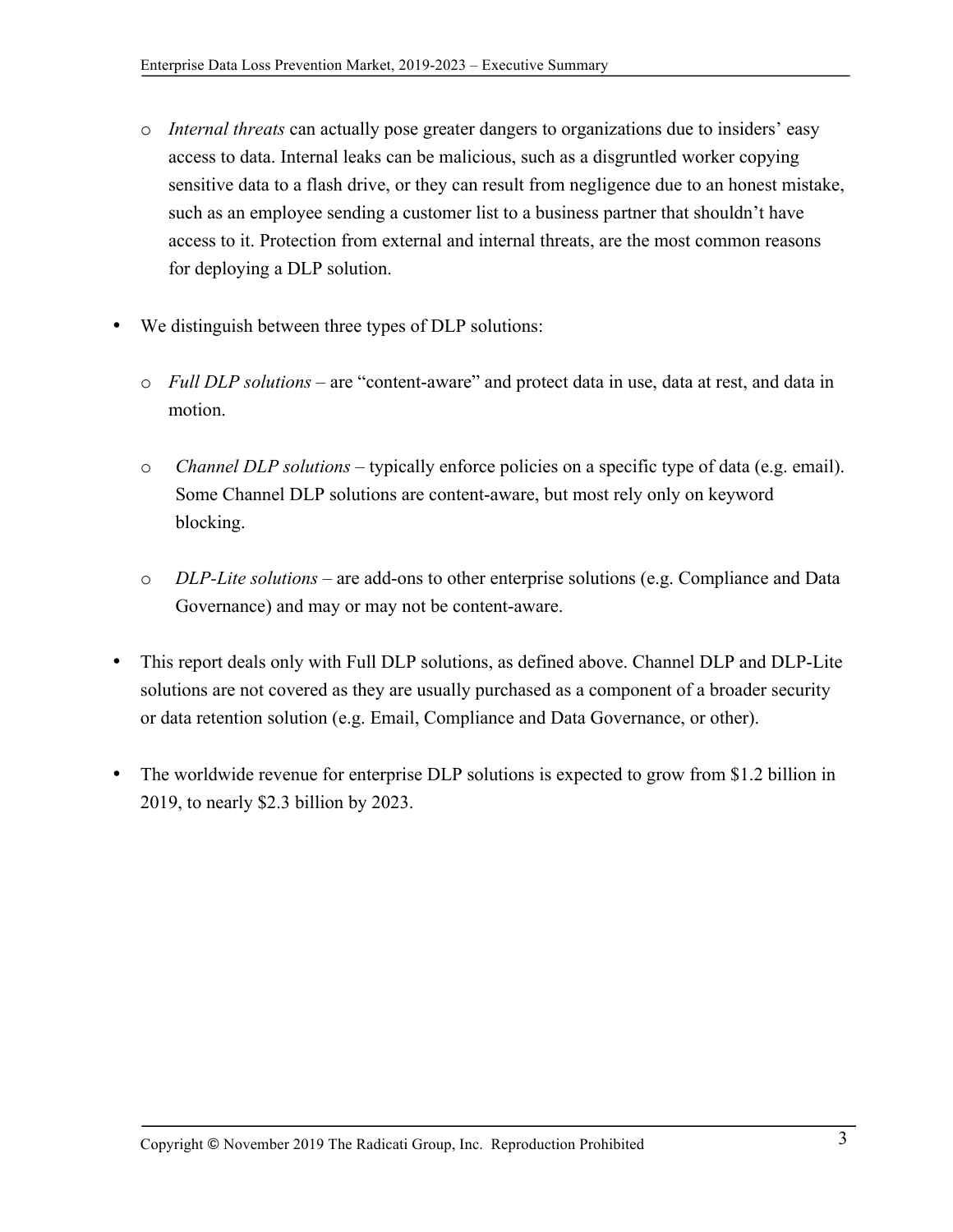- *Internal threats* can actually pose greater dangers to organizations due to insiders' easy access to data. Internal leaks can be malicious, such as a disgruntled worker copying sensitive data to a flash drive, or they can result from negligence due to an honest mistake, such as an employee sending a customer list to a business partner that shouldn't have access to it. Protection from external and internal threats, are the most common reasons for deploying a DLP solution.

- We distinguish between three types of DLP solutions:

   - *Full DLP solutions* – are "content-aware" and protect data in use, data at rest, and data in motion.

   - *Channel DLP solutions* – typically enforce policies on a specific type of data (e.g. email). Some Channel DLP solutions are content-aware, but most rely only on keyword blocking.

   - *DLP-Lite solutions* – are add-ons to other enterprise solutions (e.g. Compliance and Data Governance) and may or may not be content-aware.

- This report deals only with Full DLP solutions, as defined above. Channel DLP and DLP-Lite solutions are not covered as they are usually purchased as a component of a broader security or data retention solution (e.g. Email, Compliance and Data Governance, or other).

- The worldwide revenue for enterprise DLP solutions is expected to grow from $1.2 billion in 2019, to nearly $2.3 billion by 2023.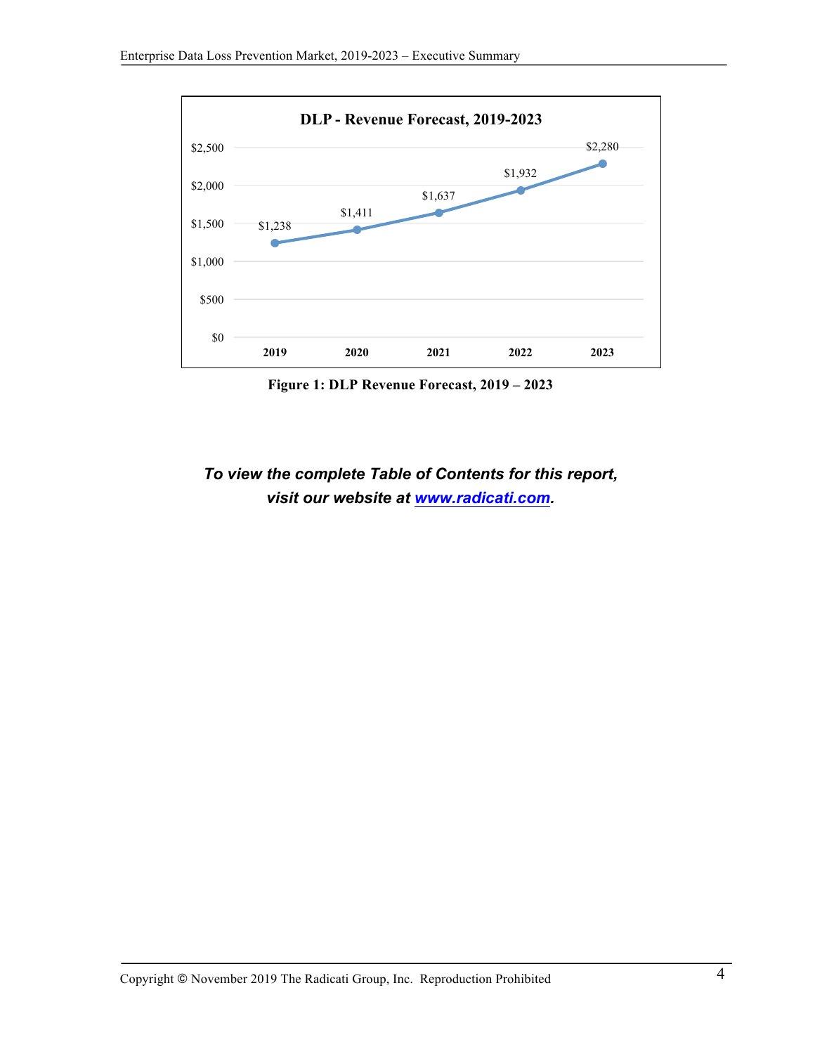DLP - Revenue Forecast, 2019-2023

$2,500
$2,000
$1,500
$1,000
$500
$0

$1,238
$1,411
$1,637
$1,932
$2,280

2019
2020
2021
2022
2023

**Figure 1: DLP Revenue Forecast, 2019 – 2023**

***To view the complete Table of Contents for this report, visit our website at [www.radicati.com](http://www.radicati.com).***